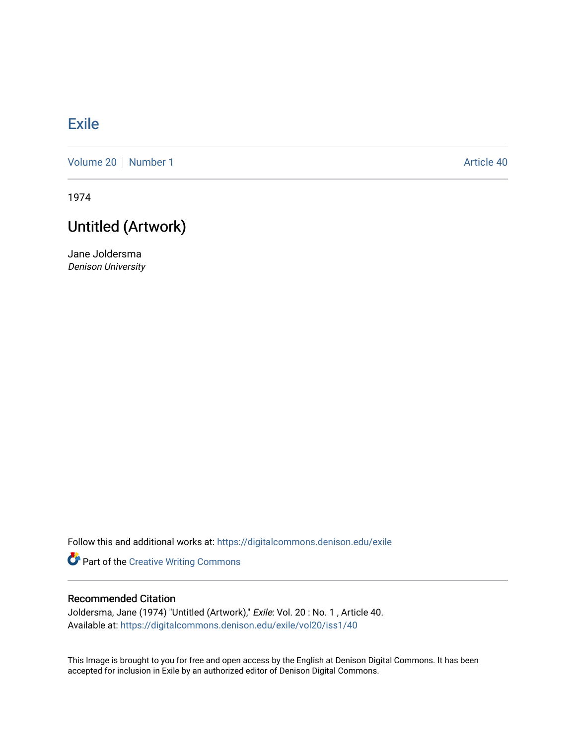# Exile

Volume 20 | Number 1 Article 40

1974

## Untitled (Artwork)

Jane Joldersma
*Denison University*

Follow this and additional works at: https://digitalcommons.denison.edu/exile

Part of the Creative Writing Commons

### Recommended Citation

Joldersma, Jane (1974) "Untitled (Artwork)," *Exile*: Vol. 20 : No. 1 , Article 40.
Available at: https://digitalcommons.denison.edu/exile/vol20/iss1/40

This Image is brought to you for free and open access by the English at Denison Digital Commons. It has been accepted for inclusion in Exile by an authorized editor of Denison Digital Commons.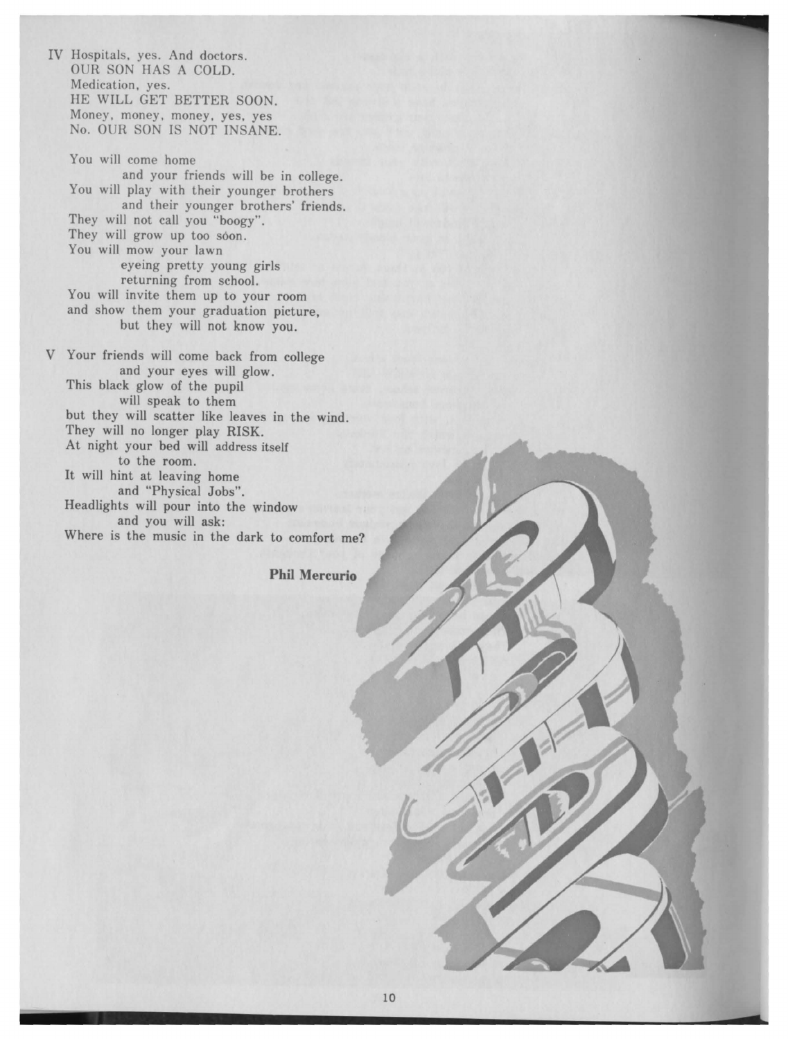IV Hospitals, yes. And doctors.
OUR SON HAS A COLD.
Medication, yes.
HE WILL GET BETTER SOON.
Money, money, money, yes, yes
No. OUR SON IS NOT INSANE.

You will come home
    and your friends will be in college.
You will play with their younger brothers
    and their younger brothers' friends.
They will not call you "boogy".
They will grow up too sóon.
You will mow your lawn
    eyeing pretty young girls
    returning from school.
You will invite them up to your room
and show them your graduation picture,
    but they will not know you.

V Your friends will come back from college
    and your eyes will glow.
This black glow of the pupil
    will speak to them
but they will scatter like leaves in the wind.
They will no longer play RISK.
At night your bed will address itself
    to the room.
It will hint at leaving home
    and "Physical Jobs".
Headlights will pour into the window
    and you will ask:
Where is the music in the dark to comfort me?

**Phil Mercurio**